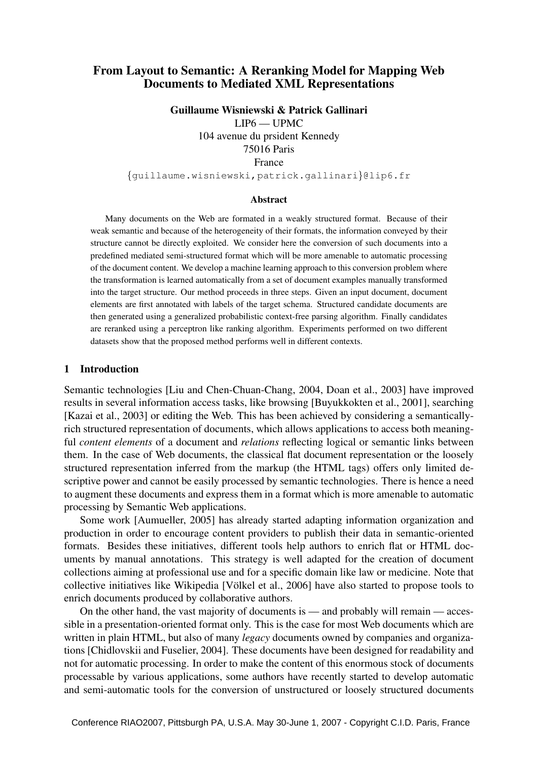# From Layout to Semantic: A Reranking Model for Mapping Web Documents to Mediated XML Representations

**Guillaume Wisniewski & Patrick Gallinari**

LIP6 — UPMC
104 avenue du prsident Kennedy
75016 Paris
France
{guillaume.wisniewski,patrick.gallinari}@lip6.fr

### Abstract

Many documents on the Web are formated in a weakly structured format. Because of their weak semantic and because of the heterogeneity of their formats, the information conveyed by their structure cannot be directly exploited. We consider here the conversion of such documents into a predefined mediated semi-structured format which will be more amenable to automatic processing of the document content. We develop a machine learning approach to this conversion problem where the transformation is learned automatically from a set of document examples manually transformed into the target structure. Our method proceeds in three steps. Given an input document, document elements are first annotated with labels of the target schema. Structured candidate documents are then generated using a generalized probabilistic context-free parsing algorithm. Finally candidates are reranked using a perceptron like ranking algorithm. Experiments performed on two different datasets show that the proposed method performs well in different contexts.

## 1 Introduction

Semantic technologies [Liu and Chen-Chuan-Chang, 2004, Doan et al., 2003] have improved results in several information access tasks, like browsing [Buyukkokten et al., 2001], searching [Kazai et al., 2003] or editing the Web. This has been achieved by considering a semantically-rich structured representation of documents, which allows applications to access both meaningful *content elements* of a document and *relations* reflecting logical or semantic links between them. In the case of Web documents, the classical flat document representation or the loosely structured representation inferred from the markup (the HTML tags) offers only limited descriptive power and cannot be easily processed by semantic technologies. There is hence a need to augment these documents and express them in a format which is more amenable to automatic processing by Semantic Web applications.

Some work [Aumueller, 2005] has already started adapting information organization and production in order to encourage content providers to publish their data in semantic-oriented formats. Besides these initiatives, different tools help authors to enrich flat or HTML documents by manual annotations. This strategy is well adapted for the creation of document collections aiming at professional use and for a specific domain like law or medicine. Note that collective initiatives like Wikipedia [Völkel et al., 2006] have also started to propose tools to enrich documents produced by collaborative authors.

On the other hand, the vast majority of documents is — and probably will remain — accessible in a presentation-oriented format only. This is the case for most Web documents which are written in plain HTML, but also of many *legacy* documents owned by companies and organizations [Chidlovskii and Fuselier, 2004]. These documents have been designed for readability and not for automatic processing. In order to make the content of this enormous stock of documents processable by various applications, some authors have recently started to develop automatic and semi-automatic tools for the conversion of unstructured or loosely structured documents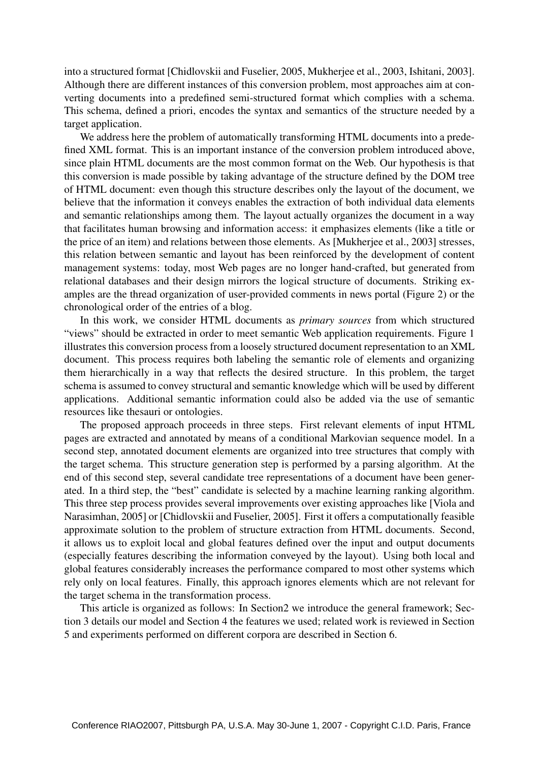into a structured format [Chidlovskii and Fuselier, 2005, Mukherjee et al., 2003, Ishitani, 2003]. Although there are different instances of this conversion problem, most approaches aim at converting documents into a predefined semi-structured format which complies with a schema. This schema, defined a priori, encodes the syntax and semantics of the structure needed by a target application.

We address here the problem of automatically transforming HTML documents into a predefined XML format. This is an important instance of the conversion problem introduced above, since plain HTML documents are the most common format on the Web. Our hypothesis is that this conversion is made possible by taking advantage of the structure defined by the DOM tree of HTML document: even though this structure describes only the layout of the document, we believe that the information it conveys enables the extraction of both individual data elements and semantic relationships among them. The layout actually organizes the document in a way that facilitates human browsing and information access: it emphasizes elements (like a title or the price of an item) and relations between those elements. As [Mukherjee et al., 2003] stresses, this relation between semantic and layout has been reinforced by the development of content management systems: today, most Web pages are no longer hand-crafted, but generated from relational databases and their design mirrors the logical structure of documents. Striking examples are the thread organization of user-provided comments in news portal (Figure 2) or the chronological order of the entries of a blog.

In this work, we consider HTML documents as *primary sources* from which structured "views" should be extracted in order to meet semantic Web application requirements. Figure 1 illustrates this conversion process from a loosely structured document representation to an XML document. This process requires both labeling the semantic role of elements and organizing them hierarchically in a way that reflects the desired structure. In this problem, the target schema is assumed to convey structural and semantic knowledge which will be used by different applications. Additional semantic information could also be added via the use of semantic resources like thesauri or ontologies.

The proposed approach proceeds in three steps. First relevant elements of input HTML pages are extracted and annotated by means of a conditional Markovian sequence model. In a second step, annotated document elements are organized into tree structures that comply with the target schema. This structure generation step is performed by a parsing algorithm. At the end of this second step, several candidate tree representations of a document have been generated. In a third step, the "best" candidate is selected by a machine learning ranking algorithm. This three step process provides several improvements over existing approaches like [Viola and Narasimhan, 2005] or [Chidlovskii and Fuselier, 2005]. First it offers a computationally feasible approximate solution to the problem of structure extraction from HTML documents. Second, it allows us to exploit local and global features defined over the input and output documents (especially features describing the information conveyed by the layout). Using both local and global features considerably increases the performance compared to most other systems which rely only on local features. Finally, this approach ignores elements which are not relevant for the target schema in the transformation process.

This article is organized as follows: In Section2 we introduce the general framework; Section 3 details our model and Section 4 the features we used; related work is reviewed in Section 5 and experiments performed on different corpora are described in Section 6.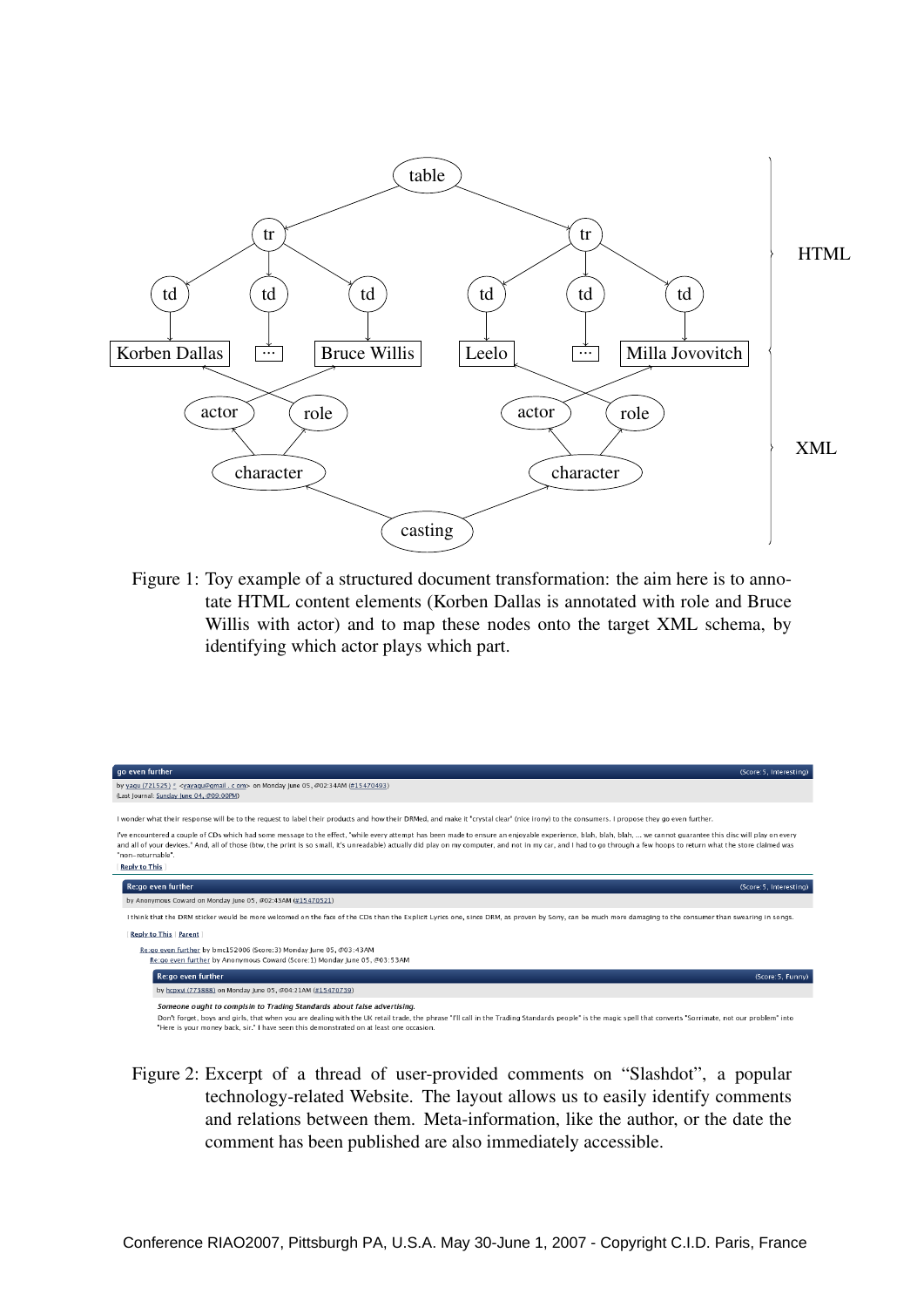Figure 1: Toy example of a structured document transformation: the aim here is to annotate HTML content elements (Korben Dallas is annotated with role and Bruce Willis with actor) and to map these nodes onto the target XML schema, by identifying which actor plays which part.

Figure 2: Excerpt of a thread of user-provided comments on “Slashdot”, a popular technology-related Website. The layout allows us to easily identify comments and relations between them. Meta-information, like the author, or the date the comment has been published are also immediately accessible.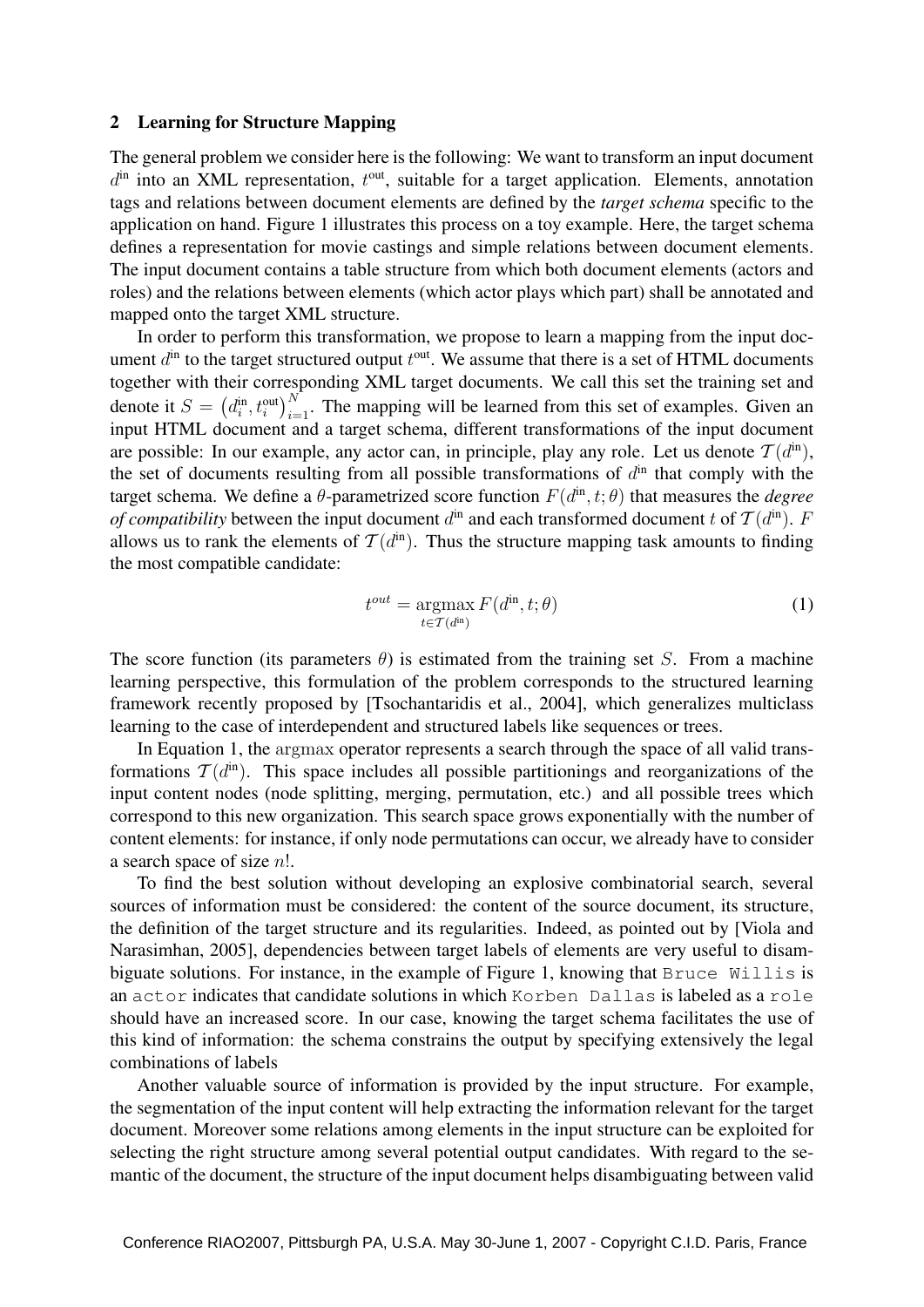## 2 Learning for Structure Mapping

The general problem we consider here is the following: We want to transform an input document $d^{\text{in}}$ into an XML representation, $t^{\text{out}}$, suitable for a target application. Elements, annotation tags and relations between document elements are defined by the *target schema* specific to the application on hand. Figure 1 illustrates this process on a toy example. Here, the target schema defines a representation for movie castings and simple relations between document elements. The input document contains a table structure from which both document elements (actors and roles) and the relations between elements (which actor plays which part) shall be annotated and mapped onto the target XML structure.

In order to perform this transformation, we propose to learn a mapping from the input document $d^{\text{in}}$ to the target structured output $t^{\text{out}}$. We assume that there is a set of HTML documents together with their corresponding XML target documents. We call this set the training set and denote it $S = \left(d_i^{\text{in}}, t_i^{\text{out}}\right)_{i=1}^{N}$. The mapping will be learned from this set of examples. Given an input HTML document and a target schema, different transformations of the input document are possible: In our example, any actor can, in principle, play any role. Let us denote $\mathcal{T}(d^{\text{in}})$, the set of documents resulting from all possible transformations of $d^{\text{in}}$ that comply with the target schema. We define a $\theta$-parametrized score function $F(d^{\text{in}}, t; \theta)$ that measures the *degree of compatibility* between the input document $d^{\text{in}}$ and each transformed document $t$ of $\mathcal{T}(d^{\text{in}})$. $F$ allows us to rank the elements of $\mathcal{T}(d^{\text{in}})$. Thus the structure mapping task amounts to finding the most compatible candidate:

$$t^{out} = \underset{t \in \mathcal{T}(d^{\text{in}})}{\operatorname{argmax}} F(d^{\text{in}}, t; \theta) \tag{1}$$

The score function (its parameters $\theta$) is estimated from the training set $S$. From a machine learning perspective, this formulation of the problem corresponds to the structured learning framework recently proposed by [Tsochantaridis et al., 2004], which generalizes multiclass learning to the case of interdependent and structured labels like sequences or trees.

In Equation 1, the argmax operator represents a search through the space of all valid transformations $\mathcal{T}(d^{\text{in}})$. This space includes all possible partitionings and reorganizations of the input content nodes (node splitting, merging, permutation, etc.) and all possible trees which correspond to this new organization. This search space grows exponentially with the number of content elements: for instance, if only node permutations can occur, we already have to consider a search space of size $n!$.

To find the best solution without developing an explosive combinatorial search, several sources of information must be considered: the content of the source document, its structure, the definition of the target structure and its regularities. Indeed, as pointed out by [Viola and Narasimhan, 2005], dependencies between target labels of elements are very useful to disambiguate solutions. For instance, in the example of Figure 1, knowing that `Bruce Willis` is an `actor` indicates that candidate solutions in which `Korben Dallas` is labeled as a `role` should have an increased score. In our case, knowing the target schema facilitates the use of this kind of information: the schema constrains the output by specifying extensively the legal combinations of labels

Another valuable source of information is provided by the input structure. For example, the segmentation of the input content will help extracting the information relevant for the target document. Moreover some relations among elements in the input structure can be exploited for selecting the right structure among several potential output candidates. With regard to the semantic of the document, the structure of the input document helps disambiguating between valid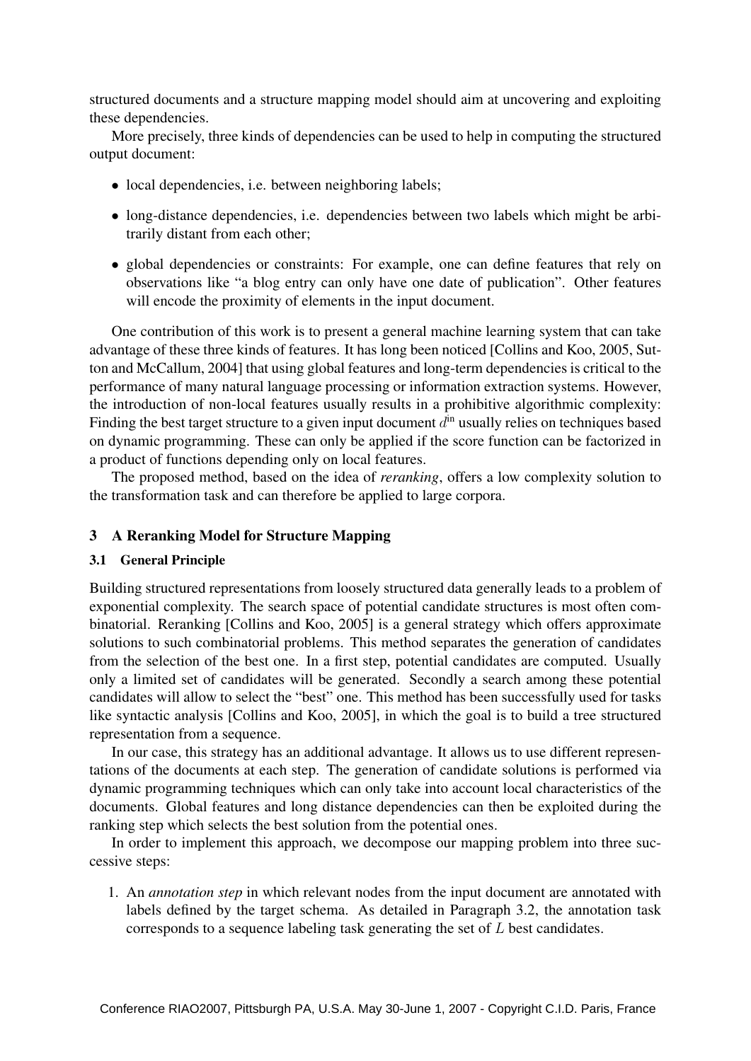structured documents and a structure mapping model should aim at uncovering and exploiting these dependencies.

More precisely, three kinds of dependencies can be used to help in computing the structured output document:

- local dependencies, i.e. between neighboring labels;
- long-distance dependencies, i.e. dependencies between two labels which might be arbitrarily distant from each other;
- global dependencies or constraints: For example, one can define features that rely on observations like "a blog entry can only have one date of publication". Other features will encode the proximity of elements in the input document.

One contribution of this work is to present a general machine learning system that can take advantage of these three kinds of features. It has long been noticed [Collins and Koo, 2005, Sutton and McCallum, 2004] that using global features and long-term dependencies is critical to the performance of many natural language processing or information extraction systems. However, the introduction of non-local features usually results in a prohibitive algorithmic complexity: Finding the best target structure to a given input document $d^{\text{in}}$ usually relies on techniques based on dynamic programming. These can only be applied if the score function can be factorized in a product of functions depending only on local features.

The proposed method, based on the idea of *reranking*, offers a low complexity solution to the transformation task and can therefore be applied to large corpora.

## 3 A Reranking Model for Structure Mapping

### 3.1 General Principle

Building structured representations from loosely structured data generally leads to a problem of exponential complexity. The search space of potential candidate structures is most often combinatorial. Reranking [Collins and Koo, 2005] is a general strategy which offers approximate solutions to such combinatorial problems. This method separates the generation of candidates from the selection of the best one. In a first step, potential candidates are computed. Usually only a limited set of candidates will be generated. Secondly a search among these potential candidates will allow to select the "best" one. This method has been successfully used for tasks like syntactic analysis [Collins and Koo, 2005], in which the goal is to build a tree structured representation from a sequence.

In our case, this strategy has an additional advantage. It allows us to use different representations of the documents at each step. The generation of candidate solutions is performed via dynamic programming techniques which can only take into account local characteristics of the documents. Global features and long distance dependencies can then be exploited during the ranking step which selects the best solution from the potential ones.

In order to implement this approach, we decompose our mapping problem into three successive steps:

1. An *annotation step* in which relevant nodes from the input document are annotated with labels defined by the target schema. As detailed in Paragraph 3.2, the annotation task corresponds to a sequence labeling task generating the set of $L$ best candidates.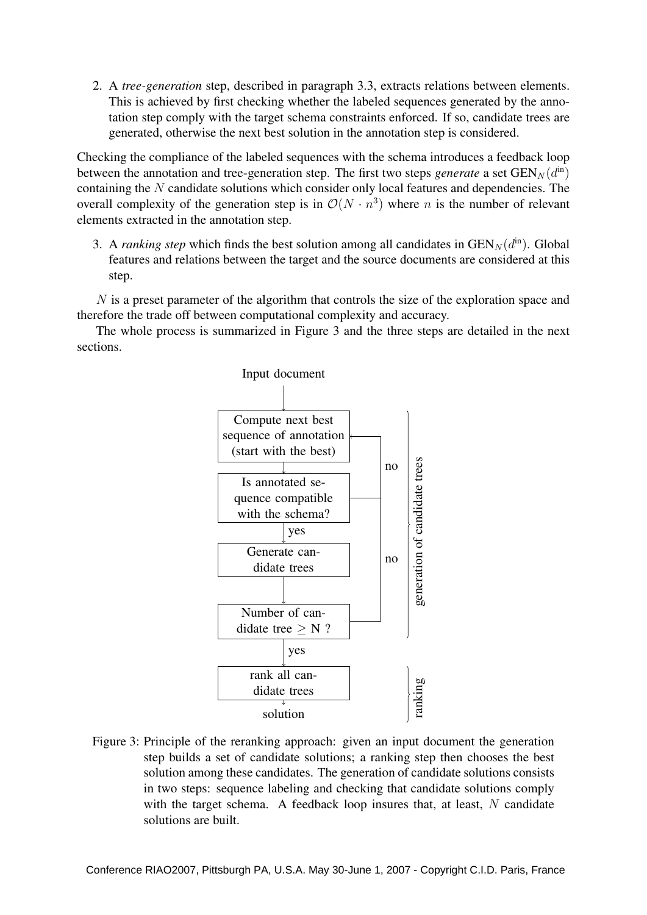2. A *tree-generation* step, described in paragraph 3.3, extracts relations between elements. This is achieved by first checking whether the labeled sequences generated by the annotation step comply with the target schema constraints enforced. If so, candidate trees are generated, otherwise the next best solution in the annotation step is considered.

Checking the compliance of the labeled sequences with the schema introduces a feedback loop between the annotation and tree-generation step. The first two steps *generate* a set $\text{GEN}_N(d^{\text{in}})$ containing the $N$ candidate solutions which consider only local features and dependencies. The overall complexity of the generation step is in $\mathcal{O}(N \cdot n^3)$ where $n$ is the number of relevant elements extracted in the annotation step.

3. A *ranking step* which finds the best solution among all candidates in $\text{GEN}_N(d^{\text{in}})$. Global features and relations between the target and the source documents are considered at this step.

$N$ is a preset parameter of the algorithm that controls the size of the exploration space and therefore the trade off between computational complexity and accuracy.

The whole process is summarized in Figure 3 and the three steps are detailed in the next sections.

Input document → Compute next best sequence of annotation (start with the best) → Is annotated sequence compatible with the schema? (no → back; yes →) Generate candidate trees → Number of candidate tree $\geq$ N ? (no → back; yes →) rank all candidate trees → solution

[generation of candidate trees] [ranking]

Figure 3: Principle of the reranking approach: given an input document the generation step builds a set of candidate solutions; a ranking step then chooses the best solution among these candidates. The generation of candidate solutions consists in two steps: sequence labeling and checking that candidate solutions comply with the target schema. A feedback loop insures that, at least, $N$ candidate solutions are built.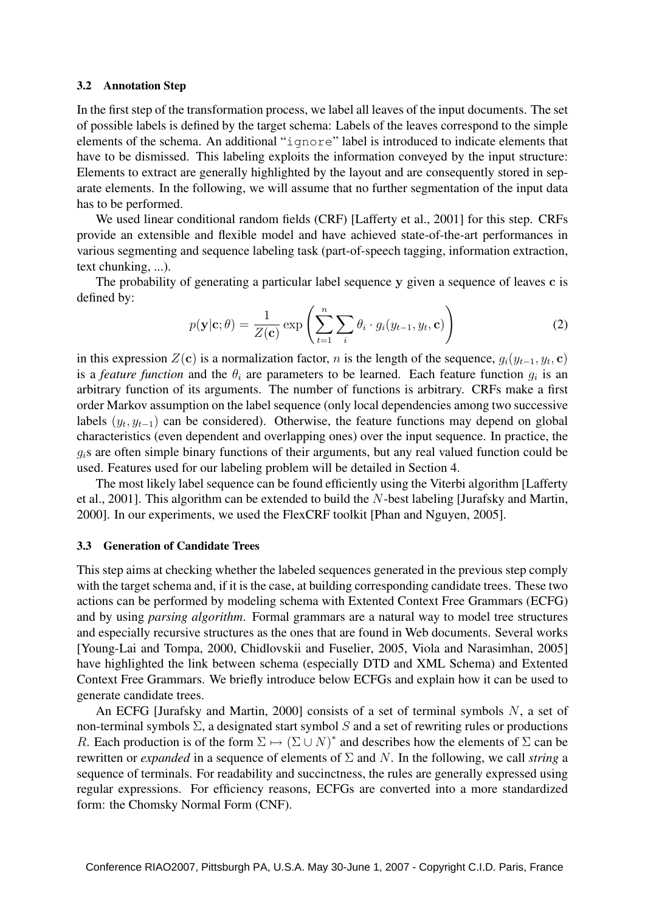### 3.2 Annotation Step

In the first step of the transformation process, we label all leaves of the input documents. The set of possible labels is defined by the target schema: Labels of the leaves correspond to the simple elements of the schema. An additional "`ignore`" label is introduced to indicate elements that have to be dismissed. This labeling exploits the information conveyed by the input structure: Elements to extract are generally highlighted by the layout and are consequently stored in separate elements. In the following, we will assume that no further segmentation of the input data has to be performed.

We used linear conditional random fields (CRF) [Lafferty et al., 2001] for this step. CRFs provide an extensible and flexible model and have achieved state-of-the-art performances in various segmenting and sequence labeling task (part-of-speech tagging, information extraction, text chunking, ...).

The probability of generating a particular label sequence $\mathbf{y}$ given a sequence of leaves $\mathbf{c}$ is defined by:

$$p(\mathbf{y}|\mathbf{c};\theta) = \frac{1}{Z(\mathbf{c})} \exp\left(\sum_{t=1}^{n} \sum_{i} \theta_i \cdot g_i(y_{t-1}, y_t, \mathbf{c})\right) \tag{2}$$

in this expression $Z(\mathbf{c})$ is a normalization factor, $n$ is the length of the sequence, $g_i(y_{t-1}, y_t, \mathbf{c})$ is a *feature function* and the $\theta_i$ are parameters to be learned. Each feature function $g_i$ is an arbitrary function of its arguments. The number of functions is arbitrary. CRFs make a first order Markov assumption on the label sequence (only local dependencies among two successive labels $(y_t, y_{t-1})$ can be considered). Otherwise, the feature functions may depend on global characteristics (even dependent and overlapping ones) over the input sequence. In practice, the $g_i$s are often simple binary functions of their arguments, but any real valued function could be used. Features used for our labeling problem will be detailed in Section 4.

The most likely label sequence can be found efficiently using the Viterbi algorithm [Lafferty et al., 2001]. This algorithm can be extended to build the $N$-best labeling [Jurafsky and Martin, 2000]. In our experiments, we used the FlexCRF toolkit [Phan and Nguyen, 2005].

### 3.3 Generation of Candidate Trees

This step aims at checking whether the labeled sequences generated in the previous step comply with the target schema and, if it is the case, at building corresponding candidate trees. These two actions can be performed by modeling schema with Extented Context Free Grammars (ECFG) and by using *parsing algorithm*. Formal grammars are a natural way to model tree structures and especially recursive structures as the ones that are found in Web documents. Several works [Young-Lai and Tompa, 2000, Chidlovskii and Fuselier, 2005, Viola and Narasimhan, 2005] have highlighted the link between schema (especially DTD and XML Schema) and Extented Context Free Grammars. We briefly introduce below ECFGs and explain how it can be used to generate candidate trees.

An ECFG [Jurafsky and Martin, 2000] consists of a set of terminal symbols $N$, a set of non-terminal symbols $\Sigma$, a designated start symbol $S$ and a set of rewriting rules or productions $R$. Each production is of the form $\Sigma \mapsto (\Sigma \cup N)^*$ and describes how the elements of $\Sigma$ can be rewritten or *expanded* in a sequence of elements of $\Sigma$ and $N$. In the following, we call *string* a sequence of terminals. For readability and succinctness, the rules are generally expressed using regular expressions. For efficiency reasons, ECFGs are converted into a more standardized form: the Chomsky Normal Form (CNF).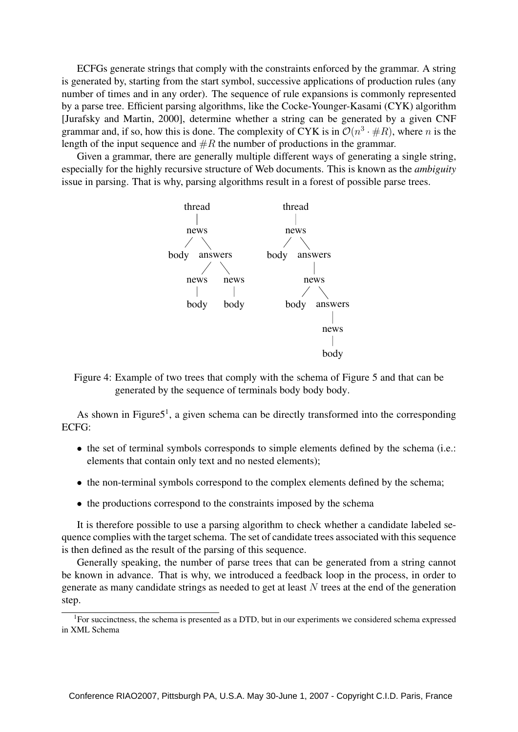ECFGs generate strings that comply with the constraints enforced by the grammar. A string is generated by, starting from the start symbol, successive applications of production rules (any number of times and in any order). The sequence of rule expansions is commonly represented by a parse tree. Efficient parsing algorithms, like the Cocke-Younger-Kasami (CYK) algorithm [Jurafsky and Martin, 2000], determine whether a string can be generated by a given CNF grammar and, if so, how this is done. The complexity of CYK is in $\mathcal{O}(n^3 \cdot \#R)$, where $n$ is the length of the input sequence and $\#R$ the number of productions in the grammar.

Given a grammar, there are generally multiple different ways of generating a single string, especially for the highly recursive structure of Web documents. This is known as the *ambiguity* issue in parsing. That is why, parsing algorithms result in a forest of possible parse trees.

```
      thread                    thread
        |                         |
       news                      news
      /    \                    /    \
  body    answers           body    answers
          /     \                      |
       news     news                  news
        |        |                   /    \
       body     body             body    answers
                                            |
                                           news
                                            |
                                           body
```

Figure 4: Example of two trees that comply with the schema of Figure 5 and that can be generated by the sequence of terminals body body body.

As shown in Figure5[1], a given schema can be directly transformed into the corresponding ECFG:

- the set of terminal symbols corresponds to simple elements defined by the schema (i.e.: elements that contain only text and no nested elements);
- the non-terminal symbols correspond to the complex elements defined by the schema;
- the productions correspond to the constraints imposed by the schema

It is therefore possible to use a parsing algorithm to check whether a candidate labeled sequence complies with the target schema. The set of candidate trees associated with this sequence is then defined as the result of the parsing of this sequence.

Generally speaking, the number of parse trees that can be generated from a string cannot be known in advance. That is why, we introduced a feedback loop in the process, in order to generate as many candidate strings as needed to get at least $N$ trees at the end of the generation step.

[1]For succinctness, the schema is presented as a DTD, but in our experiments we considered schema expressed in XML Schema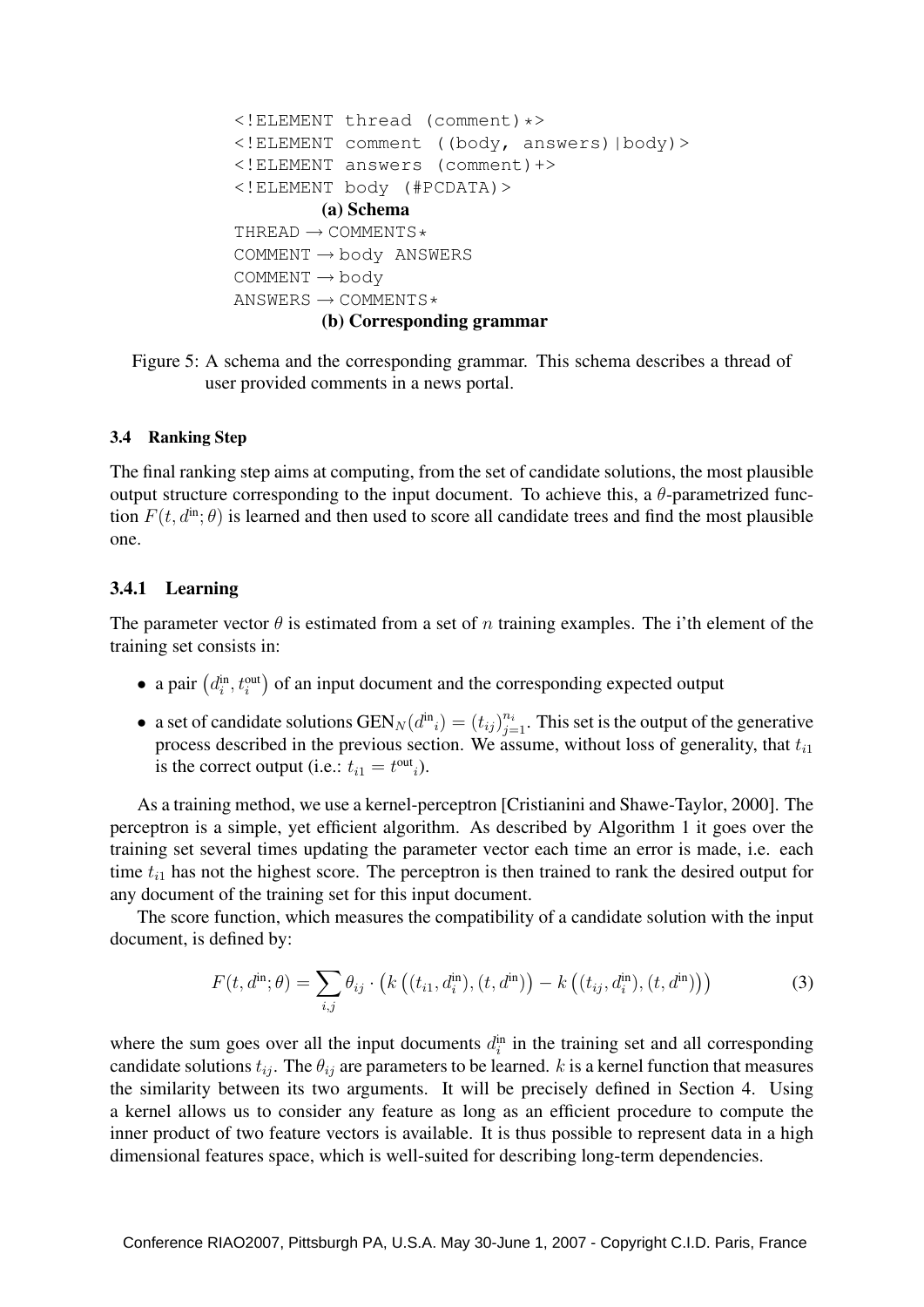```
<!ELEMENT thread (comment)*>
<!ELEMENT comment ((body, answers)|body)>
<!ELEMENT answers (comment)+>
<!ELEMENT body (#PCDATA)>
```

**(a) Schema**

```
THREAD → COMMENTS*
COMMENT → body ANSWERS
COMMENT → body
ANSWERS → COMMENTS*
```

**(b) Corresponding grammar**

Figure 5: A schema and the corresponding grammar. This schema describes a thread of user provided comments in a news portal.

### 3.4 Ranking Step

The final ranking step aims at computing, from the set of candidate solutions, the most plausible output structure corresponding to the input document. To achieve this, a $\theta$-parametrized function $F(t, d^{\text{in}}; \theta)$ is learned and then used to score all candidate trees and find the most plausible one.

#### 3.4.1 Learning

The parameter vector $\theta$ is estimated from a set of $n$ training examples. The i'th element of the training set consists in:

- a pair $\left(d_i^{\text{in}}, t_i^{\text{out}}\right)$ of an input document and the corresponding expected output
- a set of candidate solutions $\text{GEN}_N(d^{\text{in}}{}_i) = (t_{ij})_{j=1}^{n_i}$. This set is the output of the generative process described in the previous section. We assume, without loss of generality, that $t_{i1}$ is the correct output (i.e.: $t_{i1} = t^{\text{out}}{}_i$).

As a training method, we use a kernel-perceptron [Cristianini and Shawe-Taylor, 2000]. The perceptron is a simple, yet efficient algorithm. As described by Algorithm 1 it goes over the training set several times updating the parameter vector each time an error is made, i.e. each time $t_{i1}$ has not the highest score. The perceptron is then trained to rank the desired output for any document of the training set for this input document.

The score function, which measures the compatibility of a candidate solution with the input document, is defined by:

$$F(t, d^{\text{in}}; \theta) = \sum_{i,j} \theta_{ij} \cdot \left( k\left((t_{i1}, d_i^{\text{in}}), (t, d^{\text{in}})\right) - k\left((t_{ij}, d_i^{\text{in}}), (t, d^{\text{in}})\right) \right) \tag{3}$$

where the sum goes over all the input documents $d_i^{\text{in}}$ in the training set and all corresponding candidate solutions $t_{ij}$. The $\theta_{ij}$ are parameters to be learned. $k$ is a kernel function that measures the similarity between its two arguments. It will be precisely defined in Section 4. Using a kernel allows us to consider any feature as long as an efficient procedure to compute the inner product of two feature vectors is available. It is thus possible to represent data in a high dimensional features space, which is well-suited for describing long-term dependencies.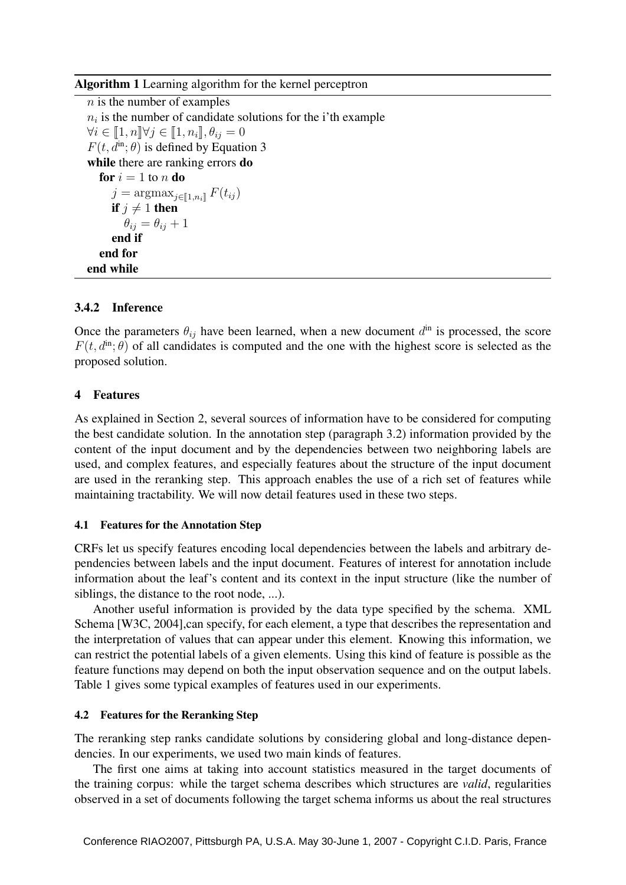**Algorithm 1** Learning algorithm for the kernel perceptron

```
n is the number of examples
n_i is the number of candidate solutions for the i'th example
∀i ∈ ⟦1, n⟧ ∀j ∈ ⟦1, n_i⟧, θ_ij = 0
F(t, d^in; θ) is defined by Equation 3
while there are ranking errors do
  for i = 1 to n do
    j = argmax_{j ∈ ⟦1, n_i⟧} F(t_ij)
    if j ≠ 1 then
      θ_ij = θ_ij + 1
    end if
  end for
end while
```

#### 3.4.2 Inference

Once the parameters $\theta_{ij}$ have been learned, when a new document $d^{\text{in}}$ is processed, the score $F(t, d^{\text{in}}; \theta)$ of all candidates is computed and the one with the highest score is selected as the proposed solution.

## 4 Features

As explained in Section 2, several sources of information have to be considered for computing the best candidate solution. In the annotation step (paragraph 3.2) information provided by the content of the input document and by the dependencies between two neighboring labels are used, and complex features, and especially features about the structure of the input document are used in the reranking step. This approach enables the use of a rich set of features while maintaining tractability. We will now detail features used in these two steps.

### 4.1 Features for the Annotation Step

CRFs let us specify features encoding local dependencies between the labels and arbitrary dependencies between labels and the input document. Features of interest for annotation include information about the leaf's content and its context in the input structure (like the number of siblings, the distance to the root node, ...).

Another useful information is provided by the data type specified by the schema. XML Schema [W3C, 2004],can specify, for each element, a type that describes the representation and the interpretation of values that can appear under this element. Knowing this information, we can restrict the potential labels of a given elements. Using this kind of feature is possible as the feature functions may depend on both the input observation sequence and on the output labels. Table 1 gives some typical examples of features used in our experiments.

### 4.2 Features for the Reranking Step

The reranking step ranks candidate solutions by considering global and long-distance dependencies. In our experiments, we used two main kinds of features.

The first one aims at taking into account statistics measured in the target documents of the training corpus: while the target schema describes which structures are *valid*, regularities observed in a set of documents following the target schema informs us about the real structures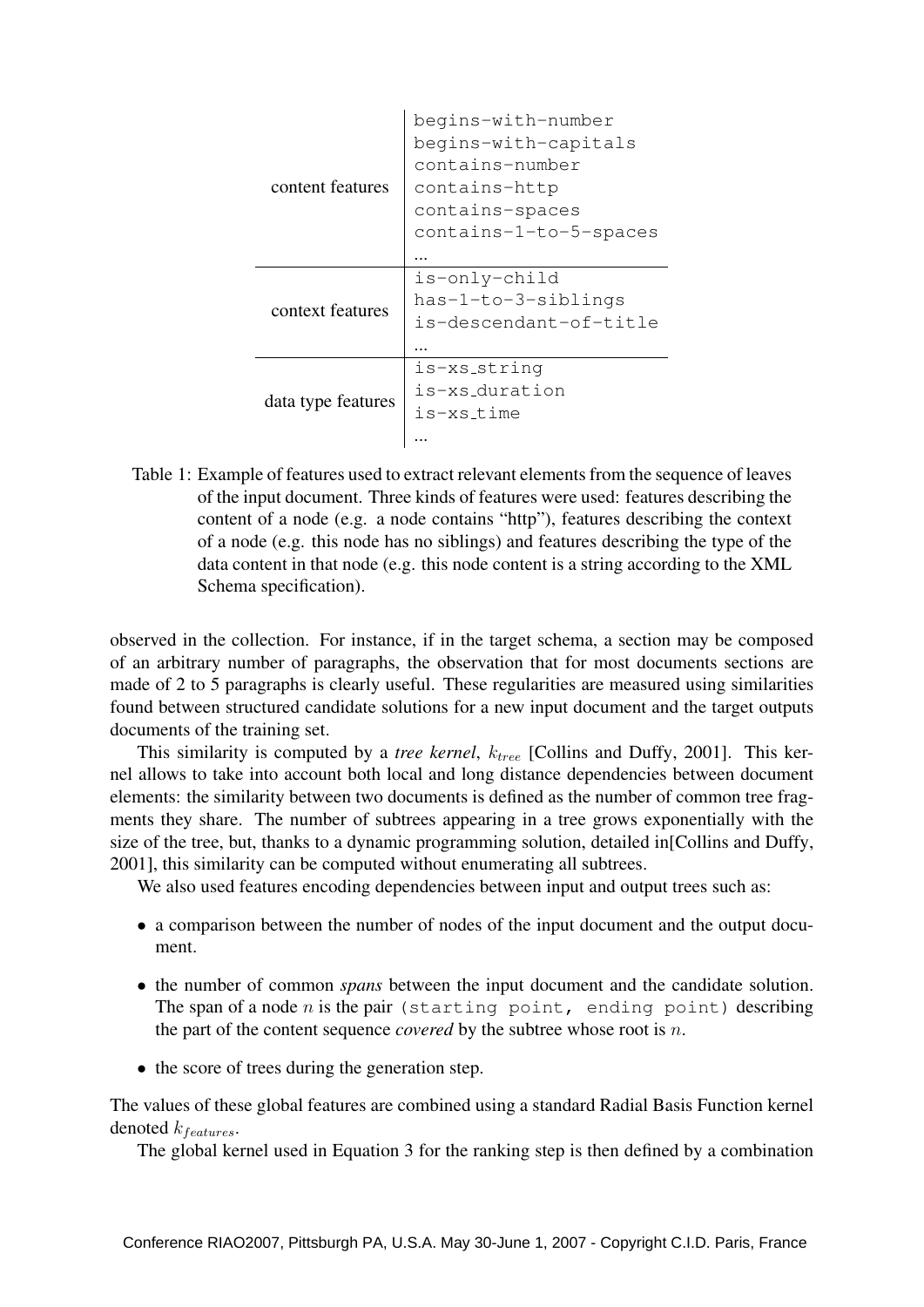| | |
|---|---|
| content features | `begins-with-number`<br>`begins-with-capitals`<br>`contains-number`<br>`contains-http`<br>`contains-spaces`<br>`contains-1-to-5-spaces`<br>... |
| context features | `is-only-child`<br>`has-1-to-3-siblings`<br>`is-descendant-of-title`<br>... |
| data type features | `is-xs_string`<br>`is-xs_duration`<br>`is-xs_time`<br>... |

Table 1: Example of features used to extract relevant elements from the sequence of leaves of the input document. Three kinds of features were used: features describing the content of a node (e.g. a node contains "http"), features describing the context of a node (e.g. this node has no siblings) and features describing the type of the data content in that node (e.g. this node content is a string according to the XML Schema specification).

observed in the collection. For instance, if in the target schema, a section may be composed of an arbitrary number of paragraphs, the observation that for most documents sections are made of 2 to 5 paragraphs is clearly useful. These regularities are measured using similarities found between structured candidate solutions for a new input document and the target outputs documents of the training set.

This similarity is computed by a *tree kernel*, $k_{tree}$ [Collins and Duffy, 2001]. This kernel allows to take into account both local and long distance dependencies between document elements: the similarity between two documents is defined as the number of common tree fragments they share. The number of subtrees appearing in a tree grows exponentially with the size of the tree, but, thanks to a dynamic programming solution, detailed in[Collins and Duffy, 2001], this similarity can be computed without enumerating all subtrees.

We also used features encoding dependencies between input and output trees such as:

- a comparison between the number of nodes of the input document and the output document.
- the number of common *spans* between the input document and the candidate solution. The span of a node $n$ is the pair `(starting point, ending point)` describing the part of the content sequence *covered* by the subtree whose root is $n$.
- the score of trees during the generation step.

The values of these global features are combined using a standard Radial Basis Function kernel denoted $k_{features}$.

The global kernel used in Equation 3 for the ranking step is then defined by a combination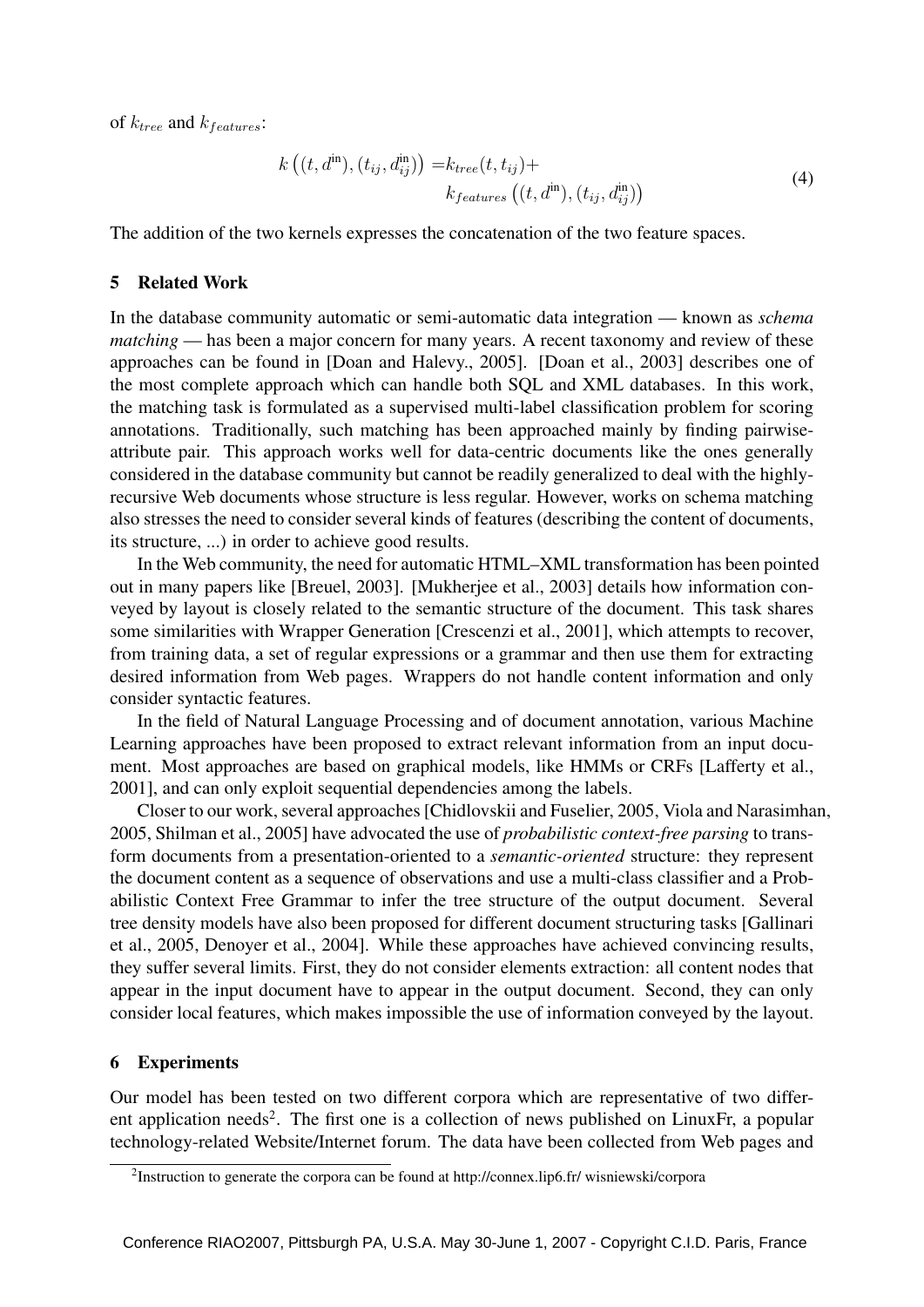of $k_{tree}$ and $k_{features}$:

$$k\left((t, d^{\text{in}}), (t_{ij}, d_{ij}^{\text{in}})\right) = k_{tree}(t, t_{ij}) + k_{features}\left((t, d^{\text{in}}), (t_{ij}, d_{ij}^{\text{in}})\right) \tag{4}$$

The addition of the two kernels expresses the concatenation of the two feature spaces.

## 5 Related Work

In the database community automatic or semi-automatic data integration — known as *schema matching* — has been a major concern for many years. A recent taxonomy and review of these approaches can be found in [Doan and Halevy., 2005]. [Doan et al., 2003] describes one of the most complete approach which can handle both SQL and XML databases. In this work, the matching task is formulated as a supervised multi-label classification problem for scoring annotations. Traditionally, such matching has been approached mainly by finding pairwise-attribute pair. This approach works well for data-centric documents like the ones generally considered in the database community but cannot be readily generalized to deal with the highly-recursive Web documents whose structure is less regular. However, works on schema matching also stresses the need to consider several kinds of features (describing the content of documents, its structure, ...) in order to achieve good results.

In the Web community, the need for automatic HTML–XML transformation has been pointed out in many papers like [Breuel, 2003]. [Mukherjee et al., 2003] details how information conveyed by layout is closely related to the semantic structure of the document. This task shares some similarities with Wrapper Generation [Crescenzi et al., 2001], which attempts to recover, from training data, a set of regular expressions or a grammar and then use them for extracting desired information from Web pages. Wrappers do not handle content information and only consider syntactic features.

In the field of Natural Language Processing and of document annotation, various Machine Learning approaches have been proposed to extract relevant information from an input document. Most approaches are based on graphical models, like HMMs or CRFs [Lafferty et al., 2001], and can only exploit sequential dependencies among the labels.

Closer to our work, several approaches [Chidlovskii and Fuselier, 2005, Viola and Narasimhan, 2005, Shilman et al., 2005] have advocated the use of *probabilistic context-free parsing* to transform documents from a presentation-oriented to a *semantic-oriented* structure: they represent the document content as a sequence of observations and use a multi-class classifier and a Probabilistic Context Free Grammar to infer the tree structure of the output document. Several tree density models have also been proposed for different document structuring tasks [Gallinari et al., 2005, Denoyer et al., 2004]. While these approaches have achieved convincing results, they suffer several limits. First, they do not consider elements extraction: all content nodes that appear in the input document have to appear in the output document. Second, they can only consider local features, which makes impossible the use of information conveyed by the layout.

## 6 Experiments

Our model has been tested on two different corpora which are representative of two different application needs[2]. The first one is a collection of news published on LinuxFr, a popular technology-related Website/Internet forum. The data have been collected from Web pages and

[2] Instruction to generate the corpora can be found at http://connex.lip6.fr/ wisniewski/corpora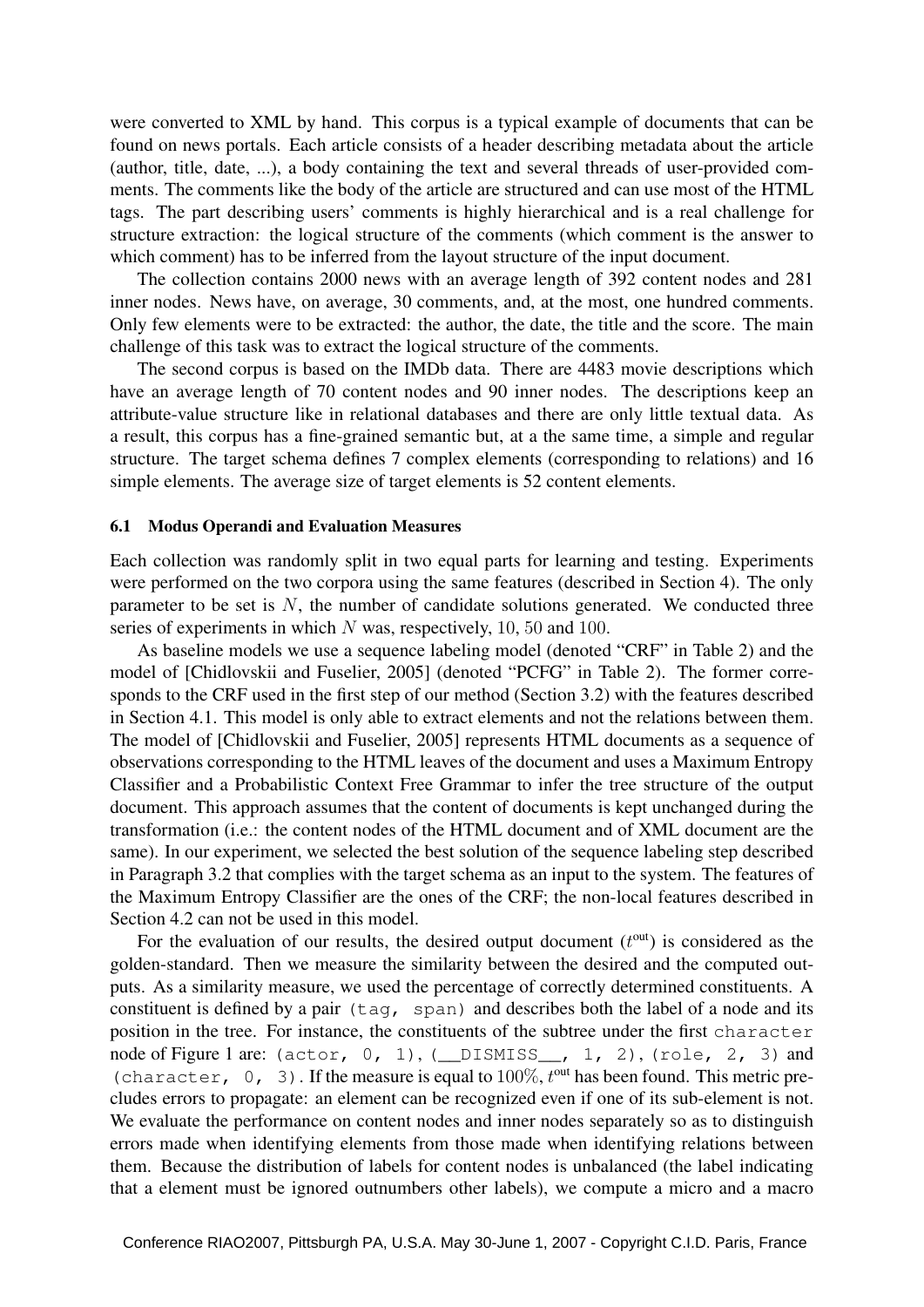were converted to XML by hand. This corpus is a typical example of documents that can be found on news portals. Each article consists of a header describing metadata about the article (author, title, date, ...), a body containing the text and several threads of user-provided comments. The comments like the body of the article are structured and can use most of the HTML tags. The part describing users' comments is highly hierarchical and is a real challenge for structure extraction: the logical structure of the comments (which comment is the answer to which comment) has to be inferred from the layout structure of the input document.

The collection contains 2000 news with an average length of 392 content nodes and 281 inner nodes. News have, on average, 30 comments, and, at the most, one hundred comments. Only few elements were to be extracted: the author, the date, the title and the score. The main challenge of this task was to extract the logical structure of the comments.

The second corpus is based on the IMDb data. There are 4483 movie descriptions which have an average length of 70 content nodes and 90 inner nodes. The descriptions keep an attribute-value structure like in relational databases and there are only little textual data. As a result, this corpus has a fine-grained semantic but, at a the same time, a simple and regular structure. The target schema defines 7 complex elements (corresponding to relations) and 16 simple elements. The average size of target elements is 52 content elements.

### 6.1 Modus Operandi and Evaluation Measures

Each collection was randomly split in two equal parts for learning and testing. Experiments were performed on the two corpora using the same features (described in Section 4). The only parameter to be set is $N$, the number of candidate solutions generated. We conducted three series of experiments in which $N$ was, respectively, $10$, $50$ and $100$.

As baseline models we use a sequence labeling model (denoted "CRF" in Table 2) and the model of [Chidlovskii and Fuselier, 2005] (denoted "PCFG" in Table 2). The former corresponds to the CRF used in the first step of our method (Section 3.2) with the features described in Section 4.1. This model is only able to extract elements and not the relations between them. The model of [Chidlovskii and Fuselier, 2005] represents HTML documents as a sequence of observations corresponding to the HTML leaves of the document and uses a Maximum Entropy Classifier and a Probabilistic Context Free Grammar to infer the tree structure of the output document. This approach assumes that the content of documents is kept unchanged during the transformation (i.e.: the content nodes of the HTML document and of XML document are the same). In our experiment, we selected the best solution of the sequence labeling step described in Paragraph 3.2 that complies with the target schema as an input to the system. The features of the Maximum Entropy Classifier are the ones of the CRF; the non-local features described in Section 4.2 can not be used in this model.

For the evaluation of our results, the desired output document ($t^{\text{out}}$) is considered as the golden-standard. Then we measure the similarity between the desired and the computed outputs. As a similarity measure, we used the percentage of correctly determined constituents. A constituent is defined by a pair `(tag, span)` and describes both the label of a node and its position in the tree. For instance, the constituents of the subtree under the first `character` node of Figure 1 are: `(actor, 0, 1)`, `(__DISMISS__, 1, 2)`, `(role, 2, 3)` and `(character, 0, 3)`. If the measure is equal to $100\%$, $t^{\text{out}}$ has been found. This metric precludes errors to propagate: an element can be recognized even if one of its sub-element is not. We evaluate the performance on content nodes and inner nodes separately so as to distinguish errors made when identifying elements from those made when identifying relations between them. Because the distribution of labels for content nodes is unbalanced (the label indicating that a element must be ignored outnumbers other labels), we compute a micro and a macro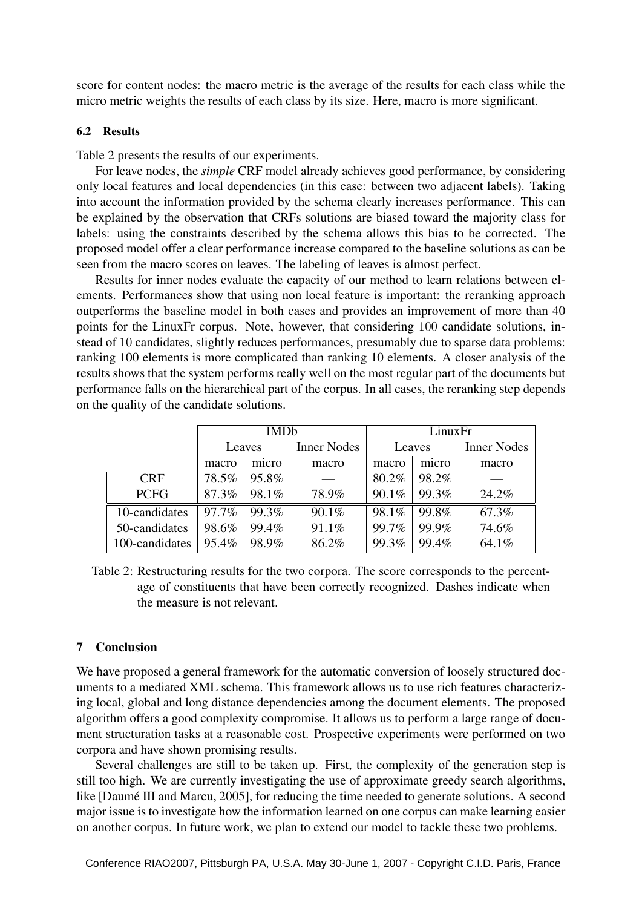score for content nodes: the macro metric is the average of the results for each class while the micro metric weights the results of each class by its size. Here, macro is more significant.

### 6.2 Results

Table 2 presents the results of our experiments.

For leave nodes, the *simple* CRF model already achieves good performance, by considering only local features and local dependencies (in this case: between two adjacent labels). Taking into account the information provided by the schema clearly increases performance. This can be explained by the observation that CRFs solutions are biased toward the majority class for labels: using the constraints described by the schema allows this bias to be corrected. The proposed model offer a clear performance increase compared to the baseline solutions as can be seen from the macro scores on leaves. The labeling of leaves is almost perfect.

Results for inner nodes evaluate the capacity of our method to learn relations between elements. Performances show that using non local feature is important: the reranking approach outperforms the baseline model in both cases and provides an improvement of more than 40 points for the LinuxFr corpus. Note, however, that considering 100 candidate solutions, instead of 10 candidates, slightly reduces performances, presumably due to sparse data problems: ranking 100 elements is more complicated than ranking 10 elements. A closer analysis of the results shows that the system performs really well on the most regular part of the documents but performance falls on the hierarchical part of the corpus. In all cases, the reranking step depends on the quality of the candidate solutions.

| | IMDb | | | LinuxFr | | |
|---|---|---|---|---|---|---|
| | Leaves | | Inner Nodes | Leaves | | Inner Nodes |
| | macro | micro | macro | macro | micro | macro |
| CRF | 78.5% | 95.8% | — | 80.2% | 98.2% | — |
| PCFG | 87.3% | 98.1% | 78.9% | 90.1% | 99.3% | 24.2% |
| 10-candidates | 97.7% | 99.3% | 90.1% | 98.1% | 99.8% | 67.3% |
| 50-candidates | 98.6% | 99.4% | 91.1% | 99.7% | 99.9% | 74.6% |
| 100-candidates | 95.4% | 98.9% | 86.2% | 99.3% | 99.4% | 64.1% |

Table 2: Restructuring results for the two corpora. The score corresponds to the percentage of constituents that have been correctly recognized. Dashes indicate when the measure is not relevant.

## 7 Conclusion

We have proposed a general framework for the automatic conversion of loosely structured documents to a mediated XML schema. This framework allows us to use rich features characterizing local, global and long distance dependencies among the document elements. The proposed algorithm offers a good complexity compromise. It allows us to perform a large range of document structuration tasks at a reasonable cost. Prospective experiments were performed on two corpora and have shown promising results.

Several challenges are still to be taken up. First, the complexity of the generation step is still too high. We are currently investigating the use of approximate greedy search algorithms, like [Daumé III and Marcu, 2005], for reducing the time needed to generate solutions. A second major issue is to investigate how the information learned on one corpus can make learning easier on another corpus. In future work, we plan to extend our model to tackle these two problems.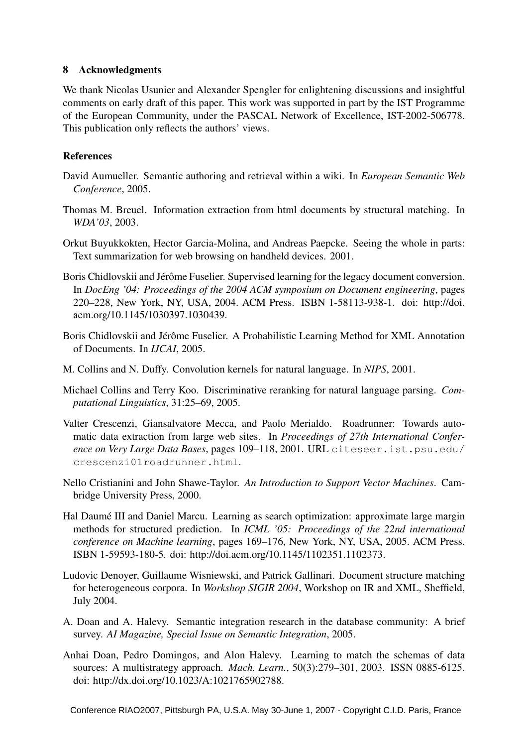## 8 Acknowledgments

We thank Nicolas Usunier and Alexander Spengler for enlightening discussions and insightful comments on early draft of this paper. This work was supported in part by the IST Programme of the European Community, under the PASCAL Network of Excellence, IST-2002-506778. This publication only reflects the authors' views.

## References

David Aumueller. Semantic authoring and retrieval within a wiki. In *European Semantic Web Conference*, 2005.

Thomas M. Breuel. Information extraction from html documents by structural matching. In *WDA'03*, 2003.

Orkut Buyukkokten, Hector Garcia-Molina, and Andreas Paepcke. Seeing the whole in parts: Text summarization for web browsing on handheld devices. 2001.

Boris Chidlovskii and Jérôme Fuselier. Supervised learning for the legacy document conversion. In *DocEng '04: Proceedings of the 2004 ACM symposium on Document engineering*, pages 220–228, New York, NY, USA, 2004. ACM Press. ISBN 1-58113-938-1. doi: http://doi.acm.org/10.1145/1030397.1030439.

Boris Chidlovskii and Jérôme Fuselier. A Probabilistic Learning Method for XML Annotation of Documents. In *IJCAI*, 2005.

M. Collins and N. Duffy. Convolution kernels for natural language. In *NIPS*, 2001.

Michael Collins and Terry Koo. Discriminative reranking for natural language parsing. *Computational Linguistics*, 31:25–69, 2005.

Valter Crescenzi, Giansalvatore Mecca, and Paolo Merialdo. Roadrunner: Towards automatic data extraction from large web sites. In *Proceedings of 27th International Conference on Very Large Data Bases*, pages 109–118, 2001. URL `citeseer.ist.psu.edu/crescenzi01roadrunner.html`.

Nello Cristianini and John Shawe-Taylor. *An Introduction to Support Vector Machines*. Cambridge University Press, 2000.

Hal Daumé III and Daniel Marcu. Learning as search optimization: approximate large margin methods for structured prediction. In *ICML '05: Proceedings of the 22nd international conference on Machine learning*, pages 169–176, New York, NY, USA, 2005. ACM Press. ISBN 1-59593-180-5. doi: http://doi.acm.org/10.1145/1102351.1102373.

Ludovic Denoyer, Guillaume Wisniewski, and Patrick Gallinari. Document structure matching for heterogeneous corpora. In *Workshop SIGIR 2004*, Workshop on IR and XML, Sheffield, July 2004.

A. Doan and A. Halevy. Semantic integration research in the database community: A brief survey. *AI Magazine, Special Issue on Semantic Integration*, 2005.

Anhai Doan, Pedro Domingos, and Alon Halevy. Learning to match the schemas of data sources: A multistrategy approach. *Mach. Learn.*, 50(3):279–301, 2003. ISSN 0885-6125. doi: http://dx.doi.org/10.1023/A:1021765902788.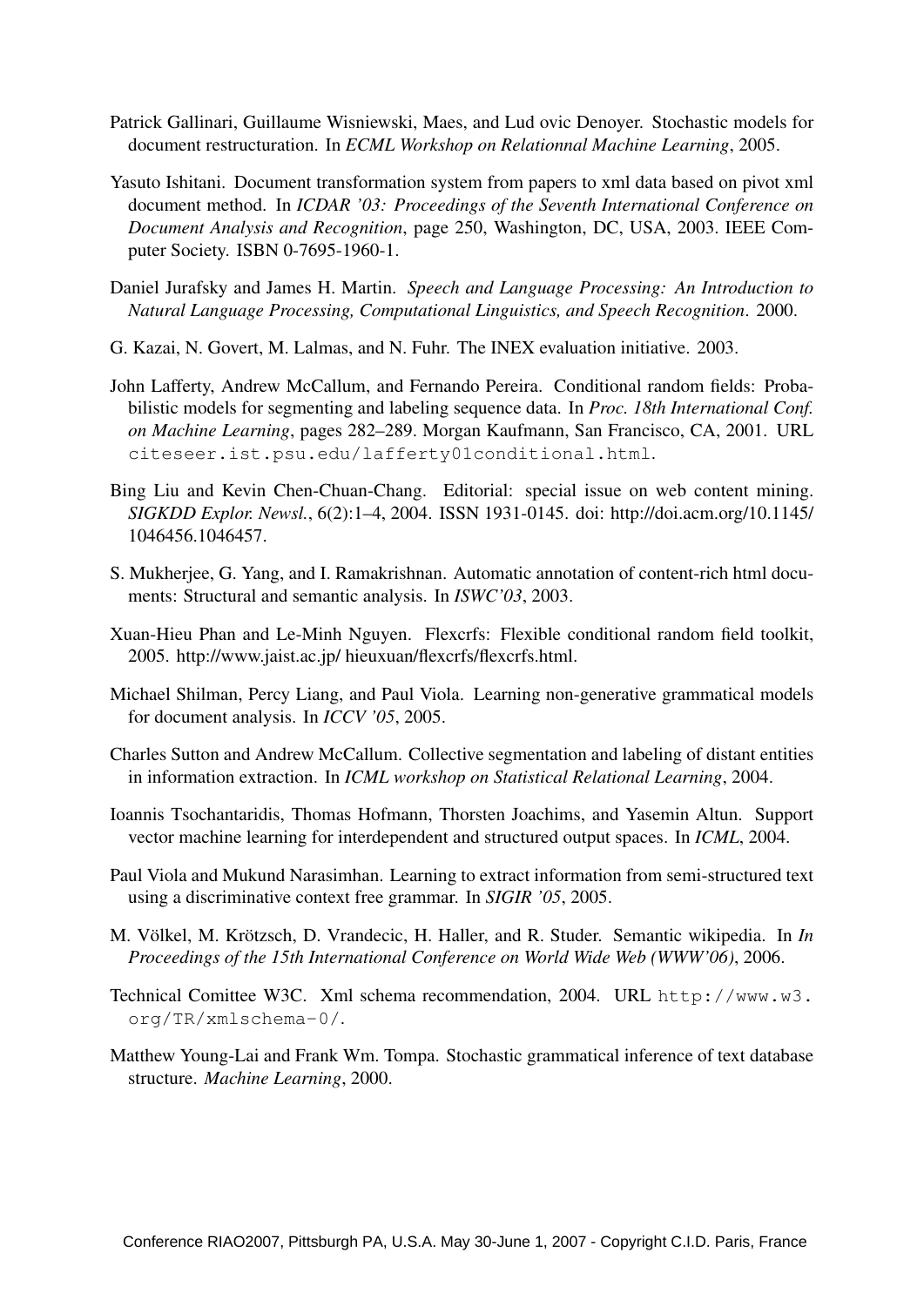Patrick Gallinari, Guillaume Wisniewski, Maes, and Lud ovic Denoyer. Stochastic models for document restructuration. In *ECML Workshop on Relationnal Machine Learning*, 2005.

Yasuto Ishitani. Document transformation system from papers to xml data based on pivot xml document method. In *ICDAR '03: Proceedings of the Seventh International Conference on Document Analysis and Recognition*, page 250, Washington, DC, USA, 2003. IEEE Computer Society. ISBN 0-7695-1960-1.

Daniel Jurafsky and James H. Martin. *Speech and Language Processing: An Introduction to Natural Language Processing, Computational Linguistics, and Speech Recognition*. 2000.

G. Kazai, N. Govert, M. Lalmas, and N. Fuhr. The INEX evaluation initiative. 2003.

John Lafferty, Andrew McCallum, and Fernando Pereira. Conditional random fields: Probabilistic models for segmenting and labeling sequence data. In *Proc. 18th International Conf. on Machine Learning*, pages 282–289. Morgan Kaufmann, San Francisco, CA, 2001. URL citeseer.ist.psu.edu/lafferty01conditional.html.

Bing Liu and Kevin Chen-Chuan-Chang. Editorial: special issue on web content mining. *SIGKDD Explor. Newsl.*, 6(2):1–4, 2004. ISSN 1931-0145. doi: http://doi.acm.org/10.1145/1046456.1046457.

S. Mukherjee, G. Yang, and I. Ramakrishnan. Automatic annotation of content-rich html documents: Structural and semantic analysis. In *ISWC'03*, 2003.

Xuan-Hieu Phan and Le-Minh Nguyen. Flexcrfs: Flexible conditional random field toolkit, 2005. http://www.jaist.ac.jp/ hieuxuan/flexcrfs/flexcrfs.html.

Michael Shilman, Percy Liang, and Paul Viola. Learning non-generative grammatical models for document analysis. In *ICCV '05*, 2005.

Charles Sutton and Andrew McCallum. Collective segmentation and labeling of distant entities in information extraction. In *ICML workshop on Statistical Relational Learning*, 2004.

Ioannis Tsochantaridis, Thomas Hofmann, Thorsten Joachims, and Yasemin Altun. Support vector machine learning for interdependent and structured output spaces. In *ICML*, 2004.

Paul Viola and Mukund Narasimhan. Learning to extract information from semi-structured text using a discriminative context free grammar. In *SIGIR '05*, 2005.

M. Völkel, M. Krötzsch, D. Vrandecic, H. Haller, and R. Studer. Semantic wikipedia. In *In Proceedings of the 15th International Conference on World Wide Web (WWW'06)*, 2006.

Technical Comittee W3C. Xml schema recommendation, 2004. URL http://www.w3.org/TR/xmlschema-0/.

Matthew Young-Lai and Frank Wm. Tompa. Stochastic grammatical inference of text database structure. *Machine Learning*, 2000.